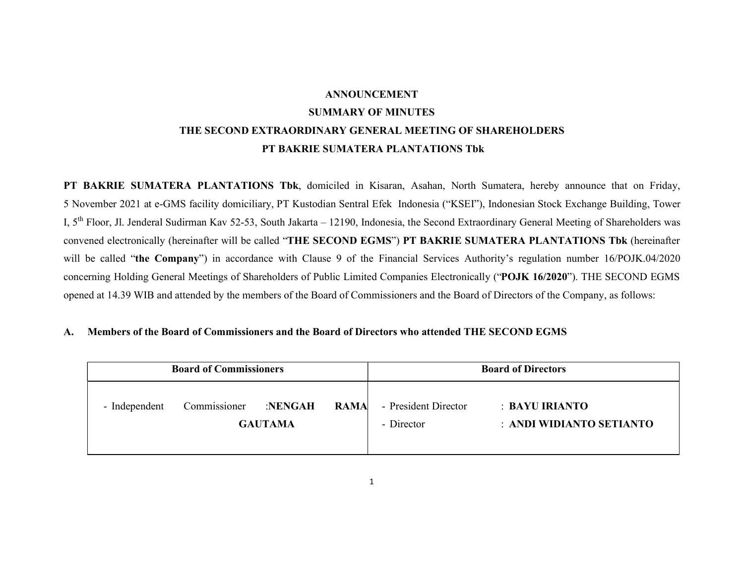**ANNOUNCEMENT**

**SUMMARY OF MINUTES**

**THE SECOND EXTRAORDINARY GENERAL MEETING OF SHAREHOLDERS**

**PT BAKRIE SUMATERA PLANTATIONS Tbk**

**PT BAKRIE SUMATERA PLANTATIONS Tbk**, domiciled in Kisaran, Asahan, North Sumatera, hereby announce that on Friday, 5 November 2021 at e-GMS facility domiciliary, PT Kustodian Sentral Efek Indonesia ("KSEI"), Indonesian Stock Exchange Building, Tower I, 5th Floor, Jl. Jenderal Sudirman Kav 52-53, South Jakarta – 12190, Indonesia, the Second Extraordinary General Meeting of Shareholders was convened electronically (hereinafter will be called "**THE SECOND EGMS**") **PT BAKRIE SUMATERA PLANTATIONS Tbk** (hereinafter will be called "**the Company**") in accordance with Clause 9 of the Financial Services Authority's regulation number 16/POJK.04/2020 concerning Holding General Meetings of Shareholders of Public Limited Companies Electronically ("**POJK 16/2020**"). THE SECOND EGMS opened at 14.39 WIB and attended by the members of the Board of Commissioners and the Board of Directors of the Company, as follows:

**A. Members of the Board of Commissioners and the Board of Directors who attended THE SECOND EGMS**

| Board of Commissioners | Board of Directors |
|---|---|
| - Independent Commissioner : **NENGAH RAMA GAUTAMA** | - President Director : **BAYU IRIANTO**<br>- Director : **ANDI WIDIANTO SETIANTO** |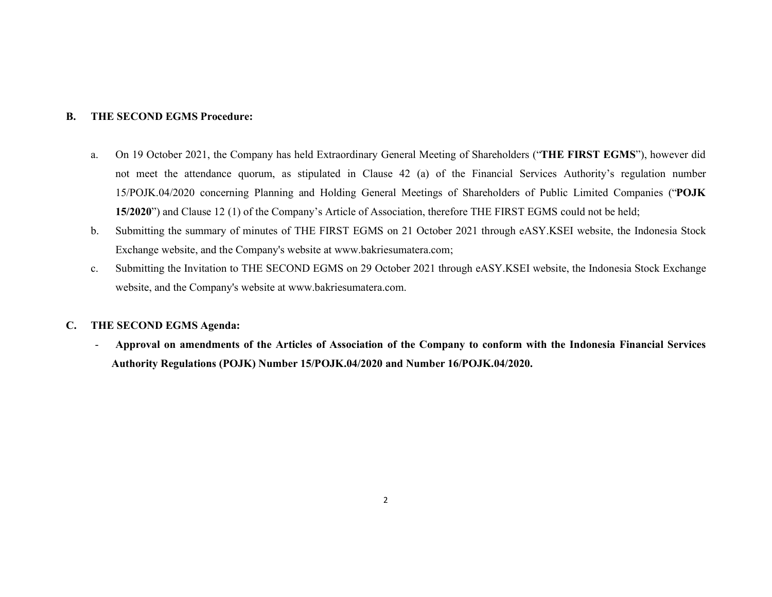## B. THE SECOND EGMS Procedure:

a. On 19 October 2021, the Company has held Extraordinary General Meeting of Shareholders ("**THE FIRST EGMS**"), however did not meet the attendance quorum, as stipulated in Clause 42 (a) of the Financial Services Authority's regulation number 15/POJK.04/2020 concerning Planning and Holding General Meetings of Shareholders of Public Limited Companies ("**POJK 15/2020**") and Clause 12 (1) of the Company's Article of Association, therefore THE FIRST EGMS could not be held;

b. Submitting the summary of minutes of THE FIRST EGMS on 21 October 2021 through eASY.KSEI website, the Indonesia Stock Exchange website, and the Company's website at www.bakriesumatera.com;

c. Submitting the Invitation to THE SECOND EGMS on 29 October 2021 through eASY.KSEI website, the Indonesia Stock Exchange website, and the Company's website at www.bakriesumatera.com.

## C. THE SECOND EGMS Agenda:

- **Approval on amendments of the Articles of Association of the Company to conform with the Indonesia Financial Services Authority Regulations (POJK) Number 15/POJK.04/2020 and Number 16/POJK.04/2020.**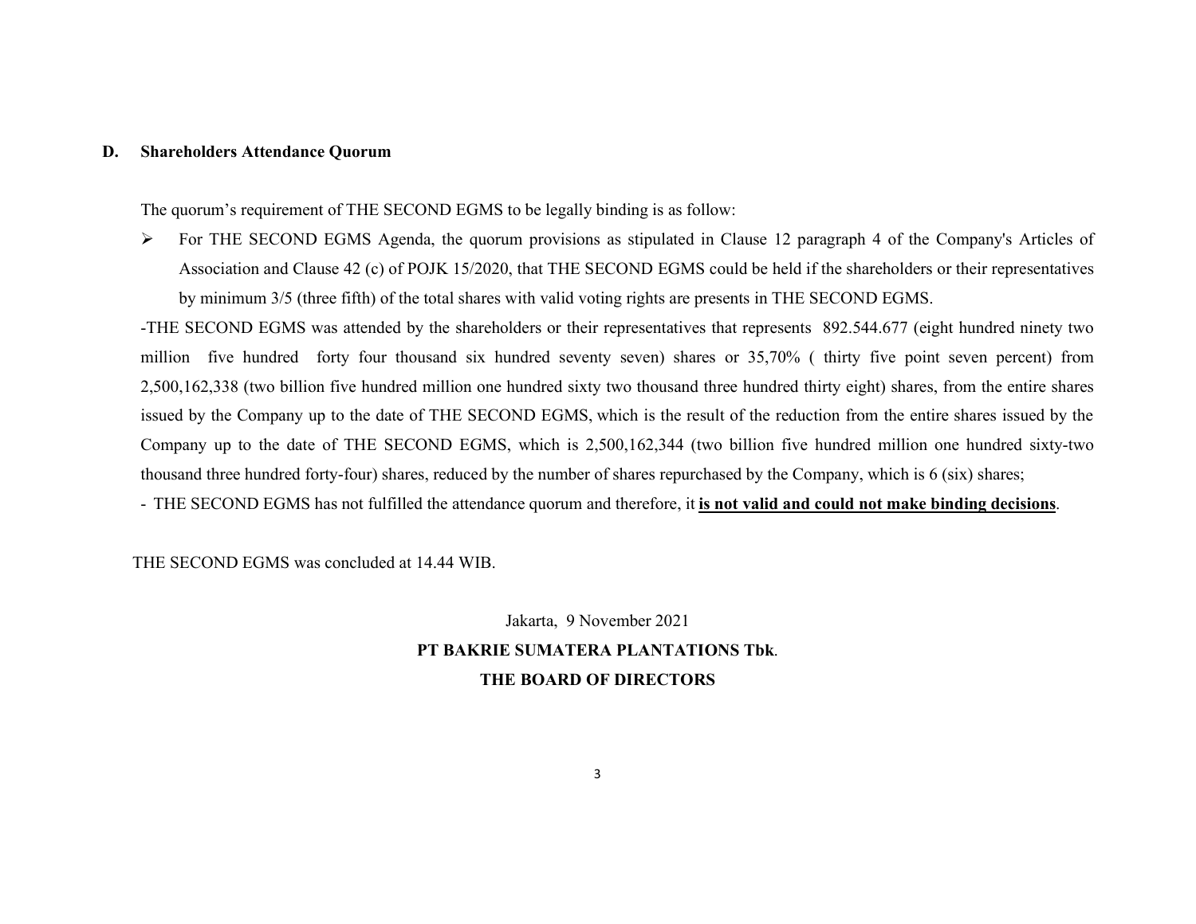## D. Shareholders Attendance Quorum

The quorum's requirement of THE SECOND EGMS to be legally binding is as follow:

- For THE SECOND EGMS Agenda, the quorum provisions as stipulated in Clause 12 paragraph 4 of the Company's Articles of Association and Clause 42 (c) of POJK 15/2020, that THE SECOND EGMS could be held if the shareholders or their representatives by minimum 3/5 (three fifth) of the total shares with valid voting rights are presents in THE SECOND EGMS.

-THE SECOND EGMS was attended by the shareholders or their representatives that represents 892.544.677 (eight hundred ninety two million five hundred forty four thousand six hundred seventy seven) shares or 35,70% ( thirty five point seven percent) from 2,500,162,338 (two billion five hundred million one hundred sixty two thousand three hundred thirty eight) shares, from the entire shares issued by the Company up to the date of THE SECOND EGMS, which is the result of the reduction from the entire shares issued by the Company up to the date of THE SECOND EGMS, which is 2,500,162,344 (two billion five hundred million one hundred sixty-two thousand three hundred forty-four) shares, reduced by the number of shares repurchased by the Company, which is 6 (six) shares;

- THE SECOND EGMS has not fulfilled the attendance quorum and therefore, it **is not valid and could not make binding decisions**.

THE SECOND EGMS was concluded at 14.44 WIB.

Jakarta, 9 November 2021

**PT BAKRIE SUMATERA PLANTATIONS Tbk**.

**THE BOARD OF DIRECTORS**